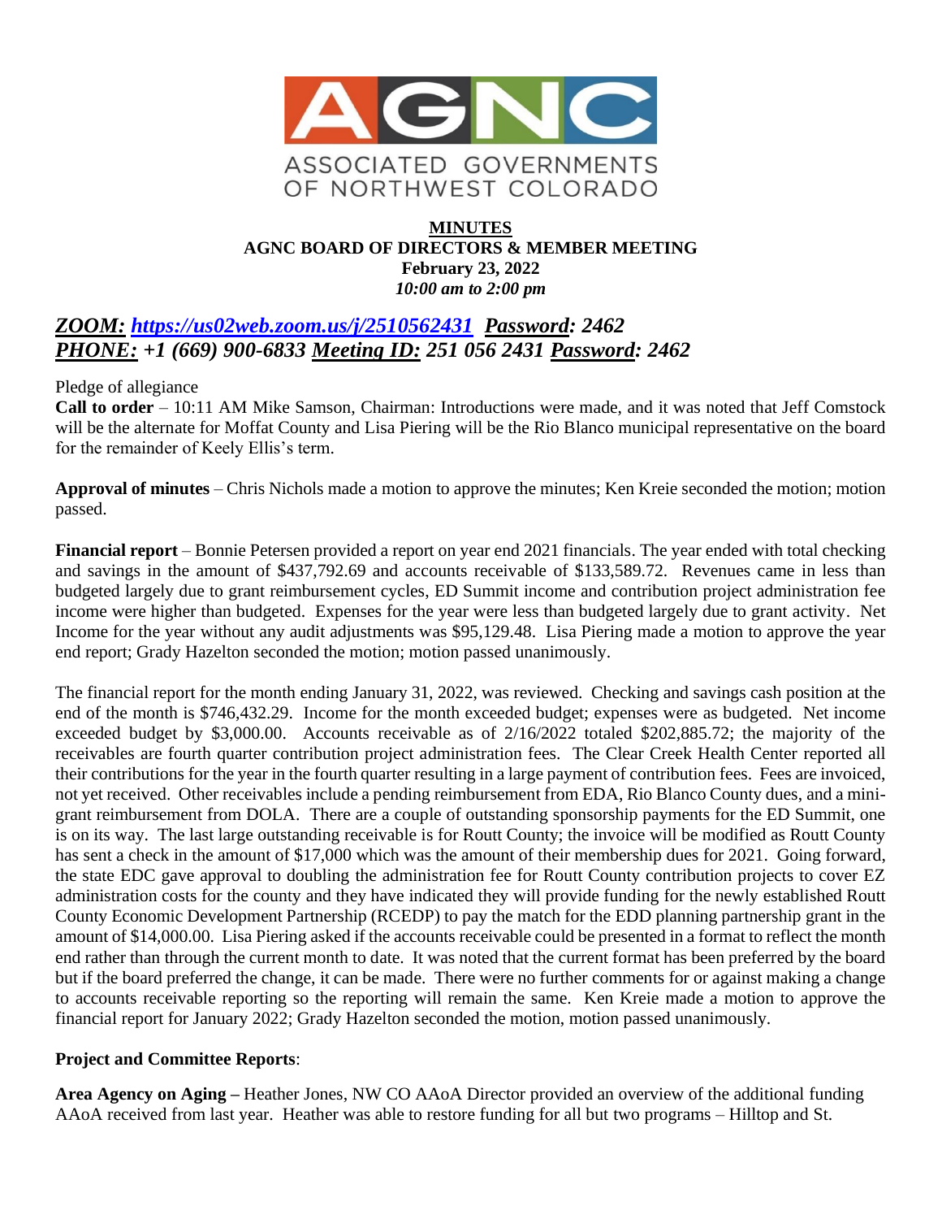AGNC

ASSOCIATED GOVERNMENTS OF NORTHWEST COLORADO

**MINUTES**
**AGNC BOARD OF DIRECTORS & MEMBER MEETING**
**February 23, 2022**
*10:00 am to 2:00 pm*

## ***ZOOM: https://us02web.zoom.us/j/2510562431 Password: 2462***
## ***PHONE: +1 (669) 900-6833 Meeting ID: 251 056 2431 Password: 2462***

Pledge of allegiance

**Call to order** – 10:11 AM Mike Samson, Chairman: Introductions were made, and it was noted that Jeff Comstock will be the alternate for Moffat County and Lisa Piering will be the Rio Blanco municipal representative on the board for the remainder of Keely Ellis's term.

**Approval of minutes** – Chris Nichols made a motion to approve the minutes; Ken Kreie seconded the motion; motion passed.

**Financial report** – Bonnie Petersen provided a report on year end 2021 financials. The year ended with total checking and savings in the amount of $437,792.69 and accounts receivable of $133,589.72. Revenues came in less than budgeted largely due to grant reimbursement cycles, ED Summit income and contribution project administration fee income were higher than budgeted. Expenses for the year were less than budgeted largely due to grant activity. Net Income for the year without any audit adjustments was $95,129.48. Lisa Piering made a motion to approve the year end report; Grady Hazelton seconded the motion; motion passed unanimously.

The financial report for the month ending January 31, 2022, was reviewed. Checking and savings cash position at the end of the month is $746,432.29. Income for the month exceeded budget; expenses were as budgeted. Net income exceeded budget by $3,000.00. Accounts receivable as of 2/16/2022 totaled $202,885.72; the majority of the receivables are fourth quarter contribution project administration fees. The Clear Creek Health Center reported all their contributions for the year in the fourth quarter resulting in a large payment of contribution fees. Fees are invoiced, not yet received. Other receivables include a pending reimbursement from EDA, Rio Blanco County dues, and a mini-grant reimbursement from DOLA. There are a couple of outstanding sponsorship payments for the ED Summit, one is on its way. The last large outstanding receivable is for Routt County; the invoice will be modified as Routt County has sent a check in the amount of $17,000 which was the amount of their membership dues for 2021. Going forward, the state EDC gave approval to doubling the administration fee for Routt County contribution projects to cover EZ administration costs for the county and they have indicated they will provide funding for the newly established Routt County Economic Development Partnership (RCEDP) to pay the match for the EDD planning partnership grant in the amount of $14,000.00. Lisa Piering asked if the accounts receivable could be presented in a format to reflect the month end rather than through the current month to date. It was noted that the current format has been preferred by the board but if the board preferred the change, it can be made. There were no further comments for or against making a change to accounts receivable reporting so the reporting will remain the same. Ken Kreie made a motion to approve the financial report for January 2022; Grady Hazelton seconded the motion, motion passed unanimously.

**Project and Committee Reports**:

**Area Agency on Aging –** Heather Jones, NW CO AAoA Director provided an overview of the additional funding AAoA received from last year. Heather was able to restore funding for all but two programs – Hilltop and St.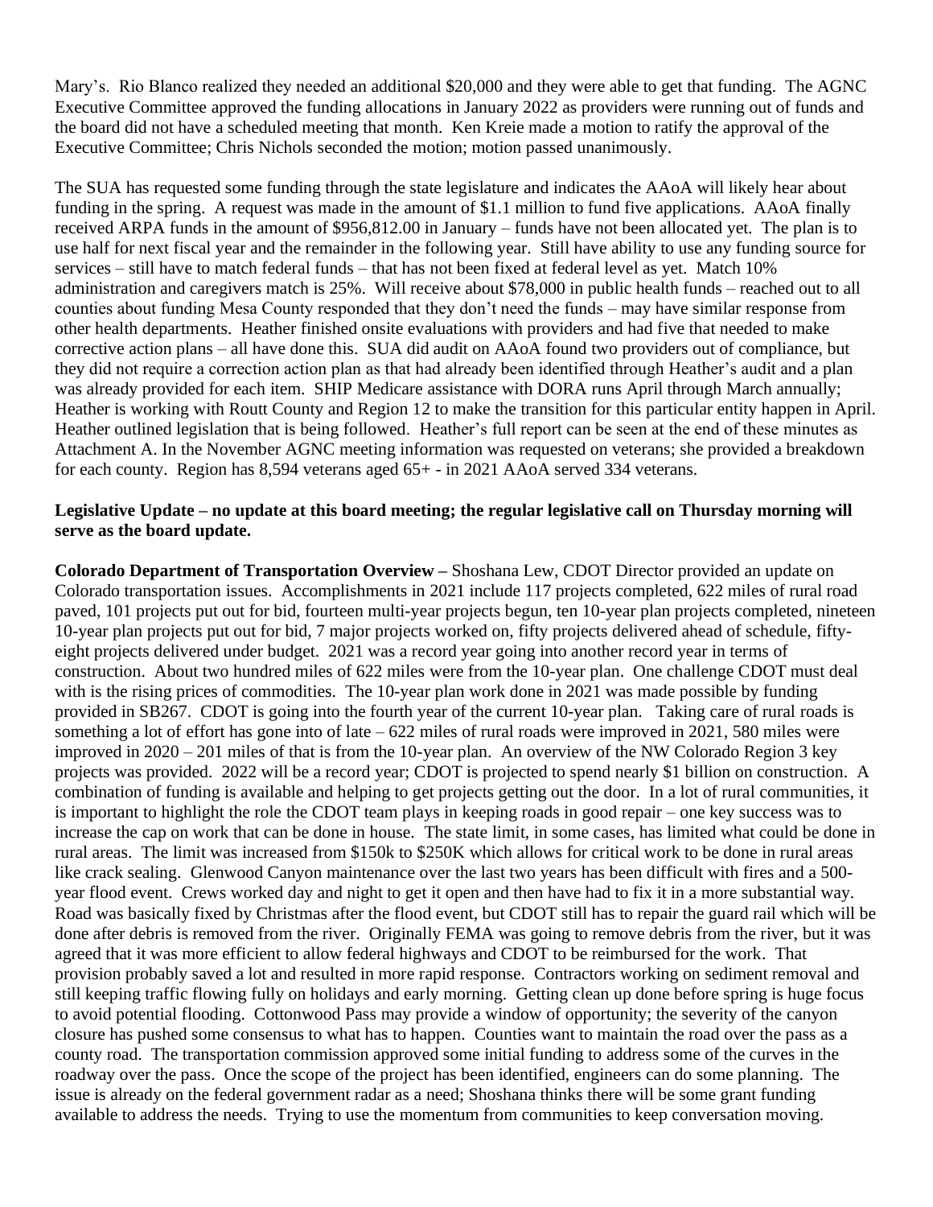Mary's. Rio Blanco realized they needed an additional $20,000 and they were able to get that funding. The AGNC Executive Committee approved the funding allocations in January 2022 as providers were running out of funds and the board did not have a scheduled meeting that month. Ken Kreie made a motion to ratify the approval of the Executive Committee; Chris Nichols seconded the motion; motion passed unanimously.

The SUA has requested some funding through the state legislature and indicates the AAoA will likely hear about funding in the spring. A request was made in the amount of $1.1 million to fund five applications. AAoA finally received ARPA funds in the amount of $956,812.00 in January – funds have not been allocated yet. The plan is to use half for next fiscal year and the remainder in the following year. Still have ability to use any funding source for services – still have to match federal funds – that has not been fixed at federal level as yet. Match 10% administration and caregivers match is 25%. Will receive about $78,000 in public health funds – reached out to all counties about funding Mesa County responded that they don't need the funds – may have similar response from other health departments. Heather finished onsite evaluations with providers and had five that needed to make corrective action plans – all have done this. SUA did audit on AAoA found two providers out of compliance, but they did not require a correction action plan as that had already been identified through Heather's audit and a plan was already provided for each item. SHIP Medicare assistance with DORA runs April through March annually; Heather is working with Routt County and Region 12 to make the transition for this particular entity happen in April. Heather outlined legislation that is being followed. Heather's full report can be seen at the end of these minutes as Attachment A. In the November AGNC meeting information was requested on veterans; she provided a breakdown for each county. Region has 8,594 veterans aged 65+ - in 2021 AAoA served 334 veterans.

**Legislative Update – no update at this board meeting; the regular legislative call on Thursday morning will serve as the board update.**

**Colorado Department of Transportation Overview –** Shoshana Lew, CDOT Director provided an update on Colorado transportation issues. Accomplishments in 2021 include 117 projects completed, 622 miles of rural road paved, 101 projects put out for bid, fourteen multi-year projects begun, ten 10-year plan projects completed, nineteen 10-year plan projects put out for bid, 7 major projects worked on, fifty projects delivered ahead of schedule, fifty-eight projects delivered under budget. 2021 was a record year going into another record year in terms of construction. About two hundred miles of 622 miles were from the 10-year plan. One challenge CDOT must deal with is the rising prices of commodities. The 10-year plan work done in 2021 was made possible by funding provided in SB267. CDOT is going into the fourth year of the current 10-year plan. Taking care of rural roads is something a lot of effort has gone into of late – 622 miles of rural roads were improved in 2021, 580 miles were improved in 2020 – 201 miles of that is from the 10-year plan. An overview of the NW Colorado Region 3 key projects was provided. 2022 will be a record year; CDOT is projected to spend nearly $1 billion on construction. A combination of funding is available and helping to get projects getting out the door. In a lot of rural communities, it is important to highlight the role the CDOT team plays in keeping roads in good repair – one key success was to increase the cap on work that can be done in house. The state limit, in some cases, has limited what could be done in rural areas. The limit was increased from $150k to $250K which allows for critical work to be done in rural areas like crack sealing. Glenwood Canyon maintenance over the last two years has been difficult with fires and a 500-year flood event. Crews worked day and night to get it open and then have had to fix it in a more substantial way. Road was basically fixed by Christmas after the flood event, but CDOT still has to repair the guard rail which will be done after debris is removed from the river. Originally FEMA was going to remove debris from the river, but it was agreed that it was more efficient to allow federal highways and CDOT to be reimbursed for the work. That provision probably saved a lot and resulted in more rapid response. Contractors working on sediment removal and still keeping traffic flowing fully on holidays and early morning. Getting clean up done before spring is huge focus to avoid potential flooding. Cottonwood Pass may provide a window of opportunity; the severity of the canyon closure has pushed some consensus to what has to happen. Counties want to maintain the road over the pass as a county road. The transportation commission approved some initial funding to address some of the curves in the roadway over the pass. Once the scope of the project has been identified, engineers can do some planning. The issue is already on the federal government radar as a need; Shoshana thinks there will be some grant funding available to address the needs. Trying to use the momentum from communities to keep conversation moving.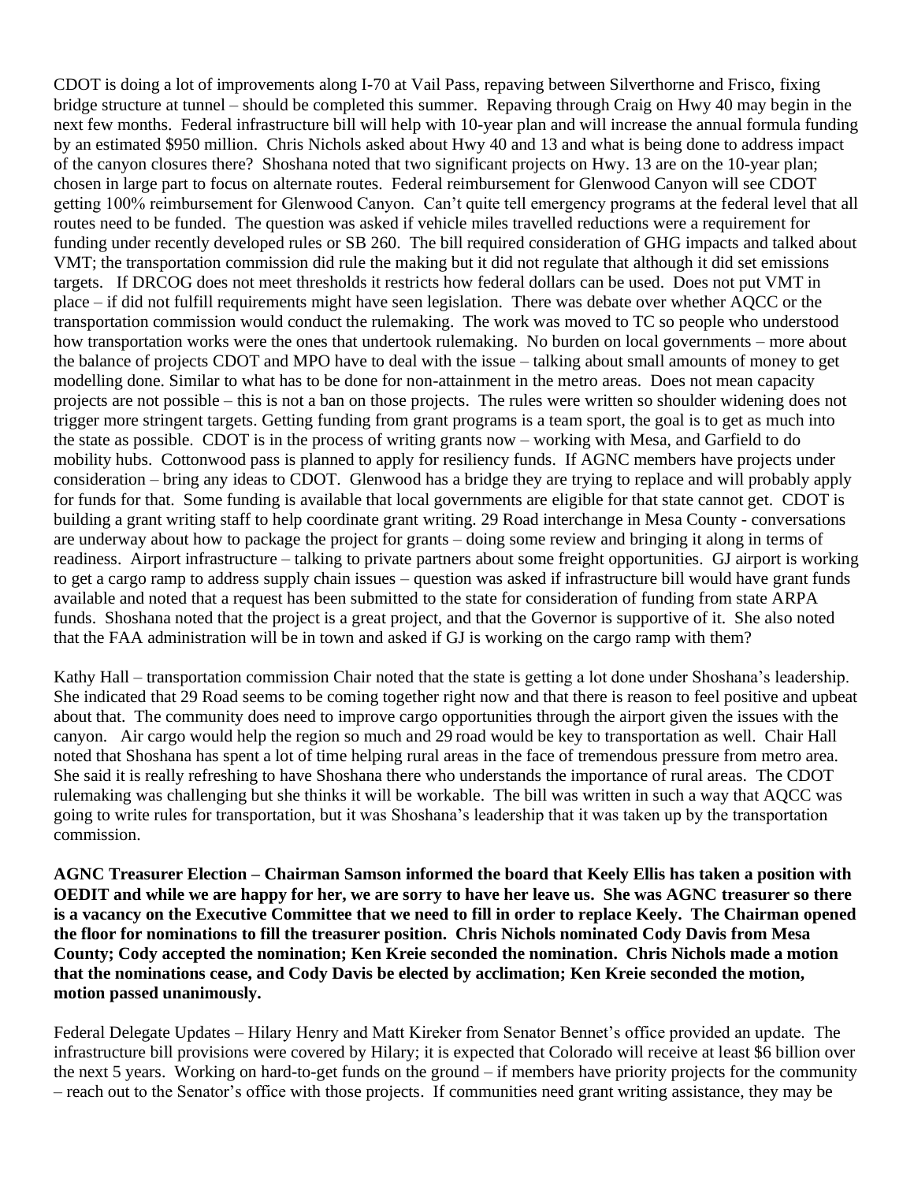CDOT is doing a lot of improvements along I-70 at Vail Pass, repaving between Silverthorne and Frisco, fixing bridge structure at tunnel – should be completed this summer. Repaving through Craig on Hwy 40 may begin in the next few months. Federal infrastructure bill will help with 10-year plan and will increase the annual formula funding by an estimated $950 million. Chris Nichols asked about Hwy 40 and 13 and what is being done to address impact of the canyon closures there? Shoshana noted that two significant projects on Hwy. 13 are on the 10-year plan; chosen in large part to focus on alternate routes. Federal reimbursement for Glenwood Canyon will see CDOT getting 100% reimbursement for Glenwood Canyon. Can't quite tell emergency programs at the federal level that all routes need to be funded. The question was asked if vehicle miles travelled reductions were a requirement for funding under recently developed rules or SB 260. The bill required consideration of GHG impacts and talked about VMT; the transportation commission did rule the making but it did not regulate that although it did set emissions targets. If DRCOG does not meet thresholds it restricts how federal dollars can be used. Does not put VMT in place – if did not fulfill requirements might have seen legislation. There was debate over whether AQCC or the transportation commission would conduct the rulemaking. The work was moved to TC so people who understood how transportation works were the ones that undertook rulemaking. No burden on local governments – more about the balance of projects CDOT and MPO have to deal with the issue – talking about small amounts of money to get modelling done. Similar to what has to be done for non-attainment in the metro areas. Does not mean capacity projects are not possible – this is not a ban on those projects. The rules were written so shoulder widening does not trigger more stringent targets. Getting funding from grant programs is a team sport, the goal is to get as much into the state as possible. CDOT is in the process of writing grants now – working with Mesa, and Garfield to do mobility hubs. Cottonwood pass is planned to apply for resiliency funds. If AGNC members have projects under consideration – bring any ideas to CDOT. Glenwood has a bridge they are trying to replace and will probably apply for funds for that. Some funding is available that local governments are eligible for that state cannot get. CDOT is building a grant writing staff to help coordinate grant writing. 29 Road interchange in Mesa County - conversations are underway about how to package the project for grants – doing some review and bringing it along in terms of readiness. Airport infrastructure – talking to private partners about some freight opportunities. GJ airport is working to get a cargo ramp to address supply chain issues – question was asked if infrastructure bill would have grant funds available and noted that a request has been submitted to the state for consideration of funding from state ARPA funds. Shoshana noted that the project is a great project, and that the Governor is supportive of it. She also noted that the FAA administration will be in town and asked if GJ is working on the cargo ramp with them?

Kathy Hall – transportation commission Chair noted that the state is getting a lot done under Shoshana's leadership. She indicated that 29 Road seems to be coming together right now and that there is reason to feel positive and upbeat about that. The community does need to improve cargo opportunities through the airport given the issues with the canyon. Air cargo would help the region so much and 29 road would be key to transportation as well. Chair Hall noted that Shoshana has spent a lot of time helping rural areas in the face of tremendous pressure from metro area. She said it is really refreshing to have Shoshana there who understands the importance of rural areas. The CDOT rulemaking was challenging but she thinks it will be workable. The bill was written in such a way that AQCC was going to write rules for transportation, but it was Shoshana's leadership that it was taken up by the transportation commission.

**AGNC Treasurer Election – Chairman Samson informed the board that Keely Ellis has taken a position with OEDIT and while we are happy for her, we are sorry to have her leave us. She was AGNC treasurer so there is a vacancy on the Executive Committee that we need to fill in order to replace Keely. The Chairman opened the floor for nominations to fill the treasurer position. Chris Nichols nominated Cody Davis from Mesa County; Cody accepted the nomination; Ken Kreie seconded the nomination. Chris Nichols made a motion that the nominations cease, and Cody Davis be elected by acclimation; Ken Kreie seconded the motion, motion passed unanimously.**

Federal Delegate Updates – Hilary Henry and Matt Kireker from Senator Bennet's office provided an update. The infrastructure bill provisions were covered by Hilary; it is expected that Colorado will receive at least $6 billion over the next 5 years. Working on hard-to-get funds on the ground – if members have priority projects for the community – reach out to the Senator's office with those projects. If communities need grant writing assistance, they may be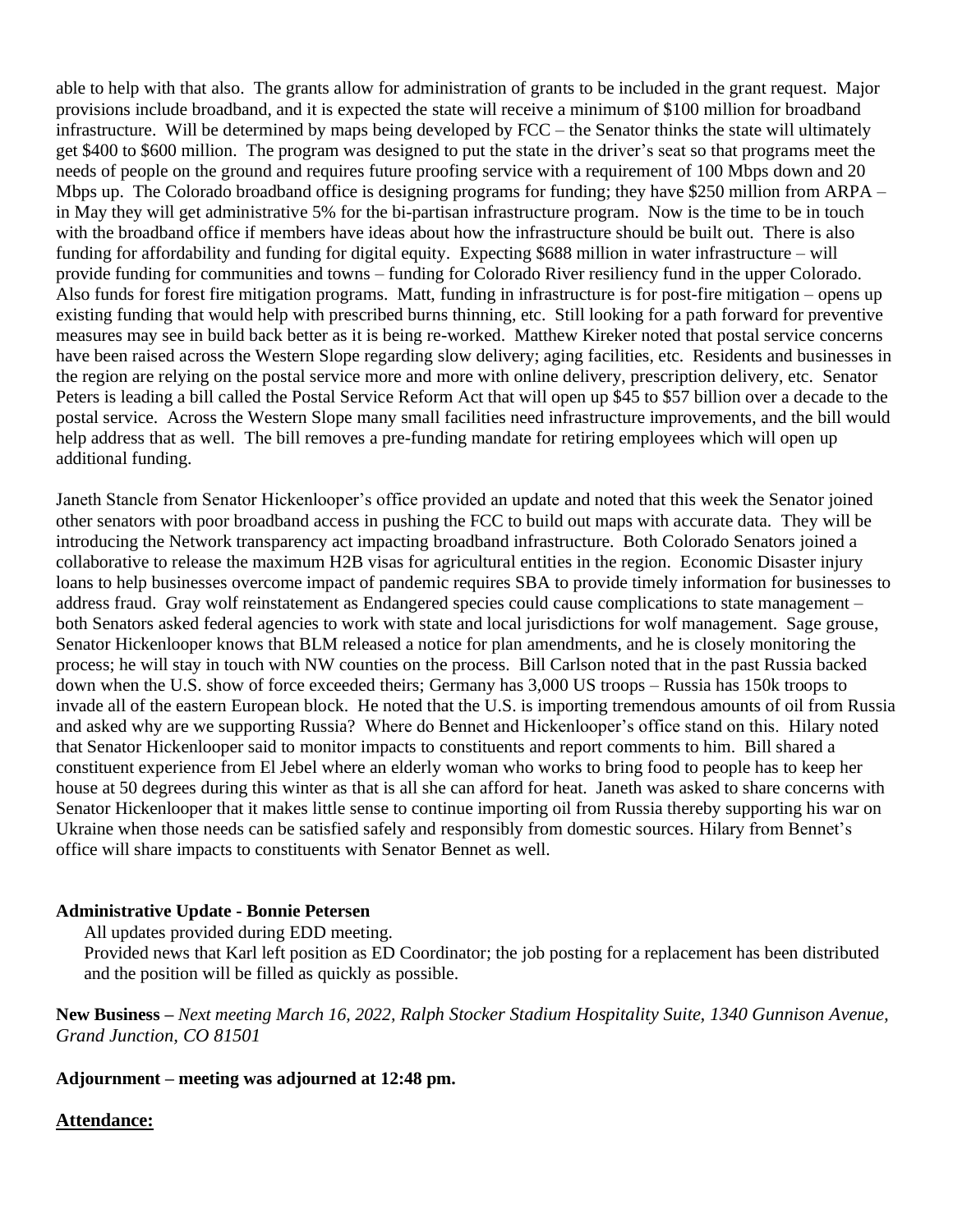able to help with that also. The grants allow for administration of grants to be included in the grant request. Major provisions include broadband, and it is expected the state will receive a minimum of $100 million for broadband infrastructure. Will be determined by maps being developed by FCC – the Senator thinks the state will ultimately get $400 to $600 million. The program was designed to put the state in the driver's seat so that programs meet the needs of people on the ground and requires future proofing service with a requirement of 100 Mbps down and 20 Mbps up. The Colorado broadband office is designing programs for funding; they have $250 million from ARPA – in May they will get administrative 5% for the bi-partisan infrastructure program. Now is the time to be in touch with the broadband office if members have ideas about how the infrastructure should be built out. There is also funding for affordability and funding for digital equity. Expecting $688 million in water infrastructure – will provide funding for communities and towns – funding for Colorado River resiliency fund in the upper Colorado. Also funds for forest fire mitigation programs. Matt, funding in infrastructure is for post-fire mitigation – opens up existing funding that would help with prescribed burns thinning, etc. Still looking for a path forward for preventive measures may see in build back better as it is being re-worked. Matthew Kireker noted that postal service concerns have been raised across the Western Slope regarding slow delivery; aging facilities, etc. Residents and businesses in the region are relying on the postal service more and more with online delivery, prescription delivery, etc. Senator Peters is leading a bill called the Postal Service Reform Act that will open up $45 to $57 billion over a decade to the postal service. Across the Western Slope many small facilities need infrastructure improvements, and the bill would help address that as well. The bill removes a pre-funding mandate for retiring employees which will open up additional funding.

Janeth Stancle from Senator Hickenlooper's office provided an update and noted that this week the Senator joined other senators with poor broadband access in pushing the FCC to build out maps with accurate data. They will be introducing the Network transparency act impacting broadband infrastructure. Both Colorado Senators joined a collaborative to release the maximum H2B visas for agricultural entities in the region. Economic Disaster injury loans to help businesses overcome impact of pandemic requires SBA to provide timely information for businesses to address fraud. Gray wolf reinstatement as Endangered species could cause complications to state management – both Senators asked federal agencies to work with state and local jurisdictions for wolf management. Sage grouse, Senator Hickenlooper knows that BLM released a notice for plan amendments, and he is closely monitoring the process; he will stay in touch with NW counties on the process. Bill Carlson noted that in the past Russia backed down when the U.S. show of force exceeded theirs; Germany has 3,000 US troops – Russia has 150k troops to invade all of the eastern European block. He noted that the U.S. is importing tremendous amounts of oil from Russia and asked why are we supporting Russia? Where do Bennet and Hickenlooper's office stand on this. Hilary noted that Senator Hickenlooper said to monitor impacts to constituents and report comments to him. Bill shared a constituent experience from El Jebel where an elderly woman who works to bring food to people has to keep her house at 50 degrees during this winter as that is all she can afford for heat. Janeth was asked to share concerns with Senator Hickenlooper that it makes little sense to continue importing oil from Russia thereby supporting his war on Ukraine when those needs can be satisfied safely and responsibly from domestic sources. Hilary from Bennet's office will share impacts to constituents with Senator Bennet as well.

**Administrative Update - Bonnie Petersen**

All updates provided during EDD meeting.

Provided news that Karl left position as ED Coordinator; the job posting for a replacement has been distributed and the position will be filled as quickly as possible.

**New Business –** *Next meeting March 16, 2022, Ralph Stocker Stadium Hospitality Suite, 1340 Gunnison Avenue, Grand Junction, CO 81501*

**Adjournment – meeting was adjourned at 12:48 pm.**

**Attendance:**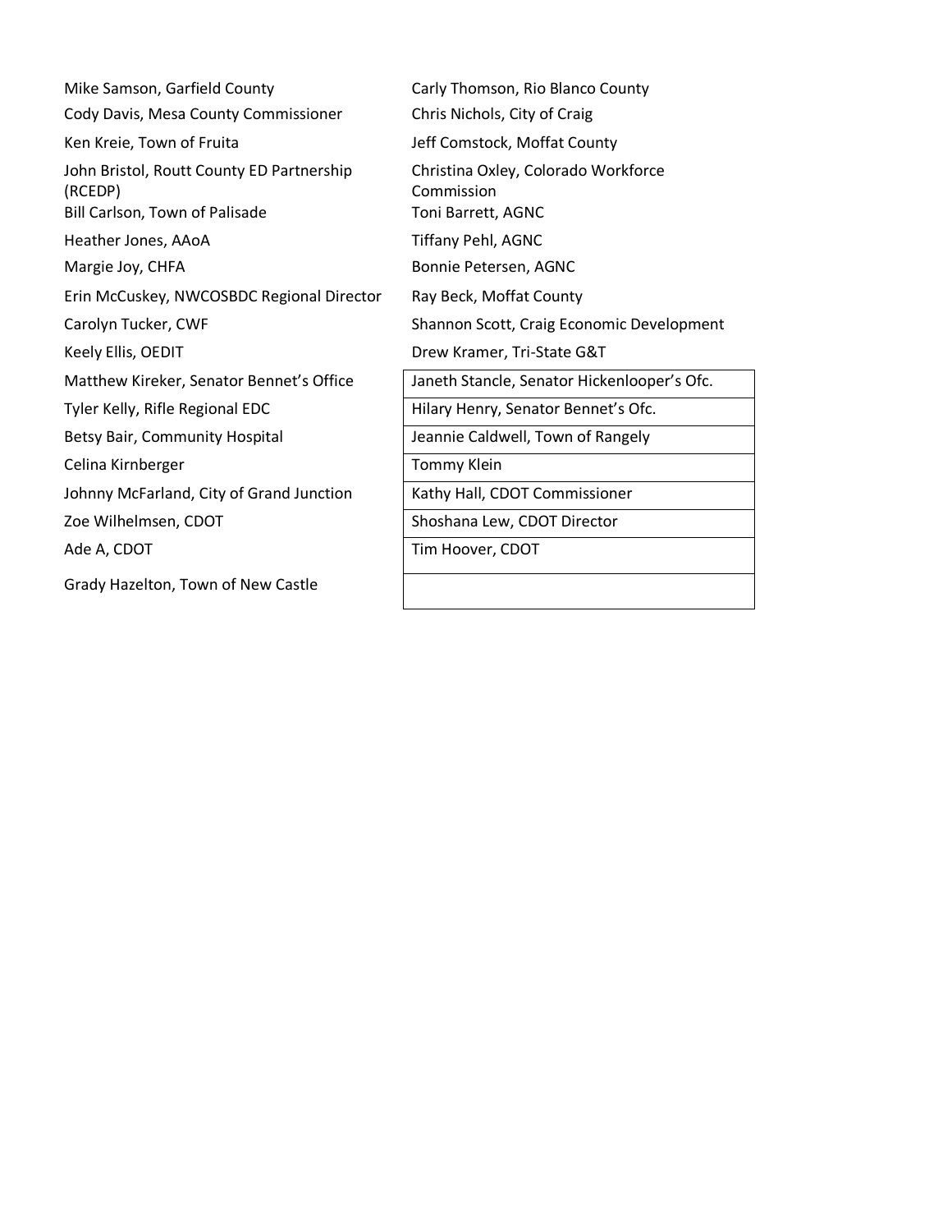Mike Samson, Garfield County

Cody Davis, Mesa County Commissioner

Ken Kreie, Town of Fruita

John Bristol, Routt County ED Partnership (RCEDP)

Bill Carlson, Town of Palisade

Heather Jones, AAoA

Margie Joy, CHFA

Erin McCuskey, NWCOSBDC Regional Director

Carolyn Tucker, CWF

Keely Ellis, OEDIT

Matthew Kireker, Senator Bennet's Office

Tyler Kelly, Rifle Regional EDC

Betsy Bair, Community Hospital

Celina Kirnberger

Johnny McFarland, City of Grand Junction

Zoe Wilhelmsen, CDOT

Ade A, CDOT

Grady Hazelton, Town of New Castle

Carly Thomson, Rio Blanco County

Chris Nichols, City of Craig

Jeff Comstock, Moffat County

Christina Oxley, Colorado Workforce Commission

Toni Barrett, AGNC

Tiffany Pehl, AGNC

Bonnie Petersen, AGNC

Ray Beck, Moffat County

Shannon Scott, Craig Economic Development

Drew Kramer, Tri-State G&T

| |
|---|
| Janeth Stancle, Senator Hickenlooper's Ofc. |
| Hilary Henry, Senator Bennet's Ofc. |
| Jeannie Caldwell, Town of Rangely |
| Tommy Klein |
| Kathy Hall, CDOT Commissioner |
| Shoshana Lew, CDOT Director |
| Tim Hoover, CDOT |
| |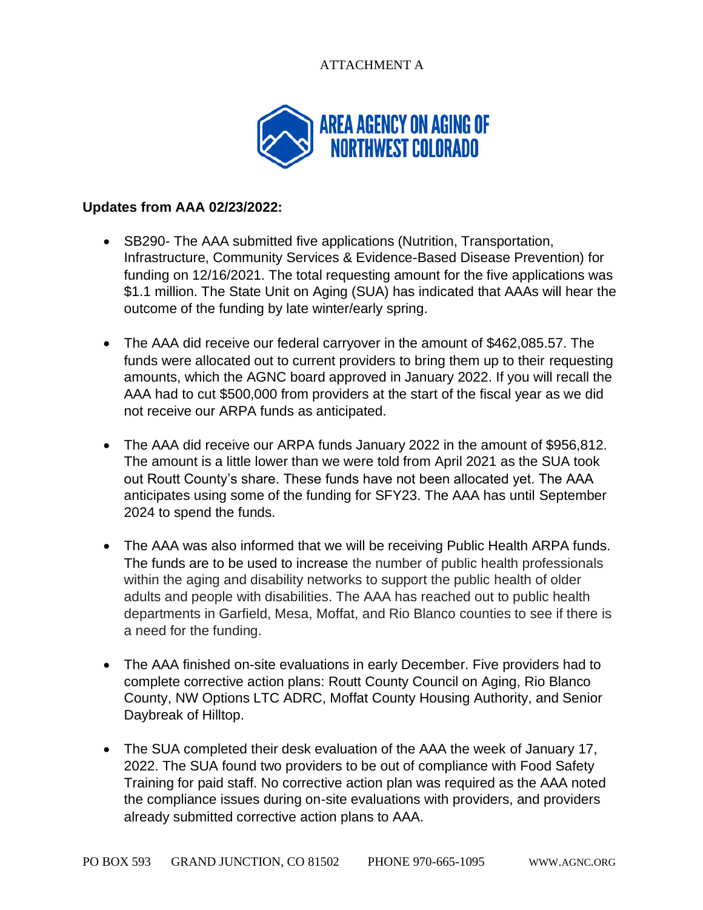ATTACHMENT A

AREA AGENCY ON AGING OF NORTHWEST COLORADO

**Updates from AAA 02/23/2022:**

- SB290- The AAA submitted five applications (Nutrition, Transportation, Infrastructure, Community Services & Evidence-Based Disease Prevention) for funding on 12/16/2021. The total requesting amount for the five applications was $1.1 million. The State Unit on Aging (SUA) has indicated that AAAs will hear the outcome of the funding by late winter/early spring.

- The AAA did receive our federal carryover in the amount of $462,085.57. The funds were allocated out to current providers to bring them up to their requesting amounts, which the AGNC board approved in January 2022. If you will recall the AAA had to cut $500,000 from providers at the start of the fiscal year as we did not receive our ARPA funds as anticipated.

- The AAA did receive our ARPA funds January 2022 in the amount of $956,812. The amount is a little lower than we were told from April 2021 as the SUA took out Routt County's share. These funds have not been allocated yet. The AAA anticipates using some of the funding for SFY23. The AAA has until September 2024 to spend the funds.

- The AAA was also informed that we will be receiving Public Health ARPA funds. The funds are to be used to increase the number of public health professionals within the aging and disability networks to support the public health of older adults and people with disabilities. The AAA has reached out to public health departments in Garfield, Mesa, Moffat, and Rio Blanco counties to see if there is a need for the funding.

- The AAA finished on-site evaluations in early December. Five providers had to complete corrective action plans: Routt County Council on Aging, Rio Blanco County, NW Options LTC ADRC, Moffat County Housing Authority, and Senior Daybreak of Hilltop.

- The SUA completed their desk evaluation of the AAA the week of January 17, 2022. The SUA found two providers to be out of compliance with Food Safety Training for paid staff. No corrective action plan was required as the AAA noted the compliance issues during on-site evaluations with providers, and providers already submitted corrective action plans to AAA.

PO BOX 593 GRAND JUNCTION, CO 81502 PHONE 970-665-1095 WWW.AGNC.ORG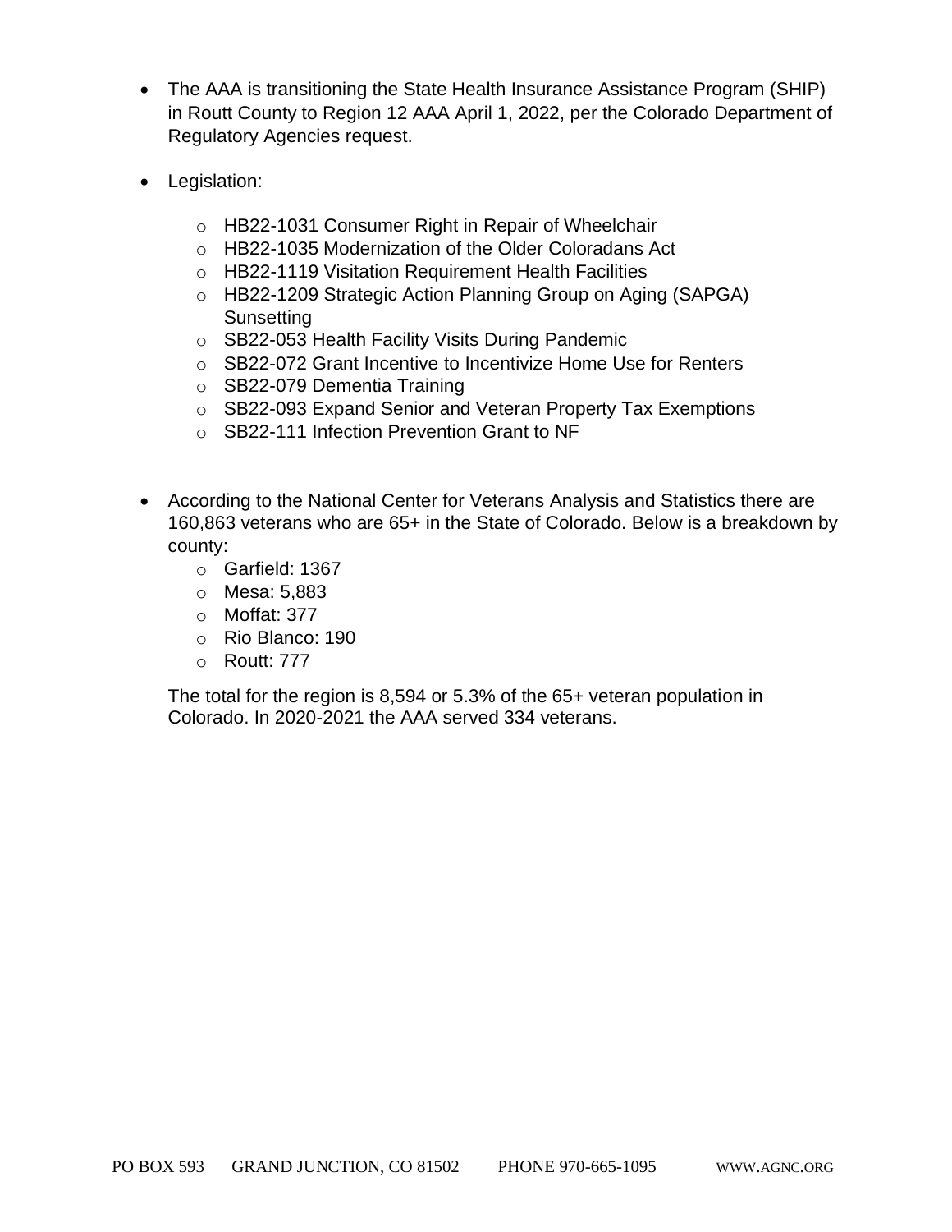- The AAA is transitioning the State Health Insurance Assistance Program (SHIP) in Routt County to Region 12 AAA April 1, 2022, per the Colorado Department of Regulatory Agencies request.

- Legislation:

  - HB22-1031 Consumer Right in Repair of Wheelchair
  - HB22-1035 Modernization of the Older Coloradans Act
  - HB22-1119 Visitation Requirement Health Facilities
  - HB22-1209 Strategic Action Planning Group on Aging (SAPGA) Sunsetting
  - SB22-053 Health Facility Visits During Pandemic
  - SB22-072 Grant Incentive to Incentivize Home Use for Renters
  - SB22-079 Dementia Training
  - SB22-093 Expand Senior and Veteran Property Tax Exemptions
  - SB22-111 Infection Prevention Grant to NF

- According to the National Center for Veterans Analysis and Statistics there are 160,863 veterans who are 65+ in the State of Colorado. Below is a breakdown by county:
  - Garfield: 1367
  - Mesa: 5,883
  - Moffat: 377
  - Rio Blanco: 190
  - Routt: 777

  The total for the region is 8,594 or 5.3% of the 65+ veteran population in Colorado. In 2020-2021 the AAA served 334 veterans.